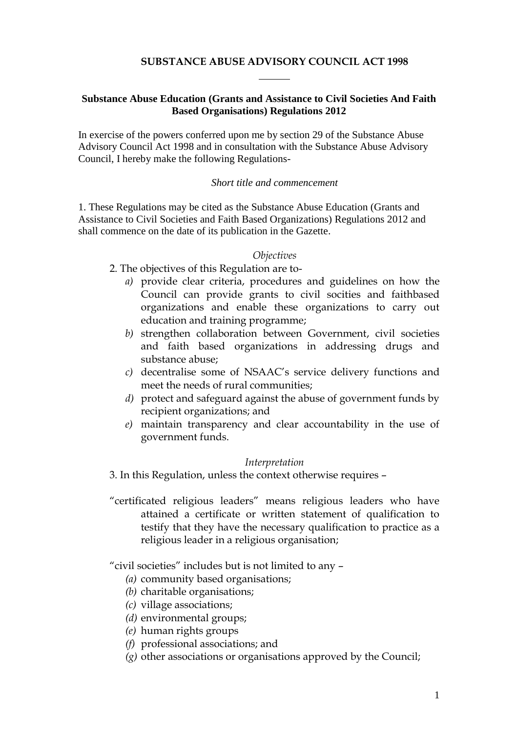# SUBSTANCE ABUSE ADVISORY COUNCIL ACT 1998

---

## Substance Abuse Education (Grants and Assistance to Civil Societies And Faith Based Organisations) Regulations 2012

In exercise of the powers conferred upon me by section 29 of the Substance Abuse Advisory Council Act 1998 and in consultation with the Substance Abuse Advisory Council, I hereby make the following Regulations-

*Short title and commencement*

1. These Regulations may be cited as the Substance Abuse Education (Grants and Assistance to Civil Societies and Faith Based Organizations) Regulations 2012 and shall commence on the date of its publication in the Gazette.

*Objectives*

2. The objectives of this Regulation are to-

   *a)* provide clear criteria, procedures and guidelines on how the Council can provide grants to civil socities and faithbased organizations and enable these organizations to carry out education and training programme;

   *b)* strengthen collaboration between Government, civil societies and faith based organizations in addressing drugs and substance abuse;

   *c)* decentralise some of NSAAC's service delivery functions and meet the needs of rural communities;

   *d)* protect and safeguard against the abuse of government funds by recipient organizations; and

   *e)* maintain transparency and clear accountability in the use of government funds.

*Interpretation*

3. In this Regulation, unless the context otherwise requires –

"certificated religious leaders" means religious leaders who have attained a certificate or written statement of qualification to testify that they have the necessary qualification to practice as a religious leader in a religious organisation;

"civil societies" includes but is not limited to any –

   *(a)* community based organisations;

   *(b)* charitable organisations;

   *(c)* village associations;

   *(d)* environmental groups;

   *(e)* human rights groups

   *(f)* professional associations; and

   *(g)* other associations or organisations approved by the Council;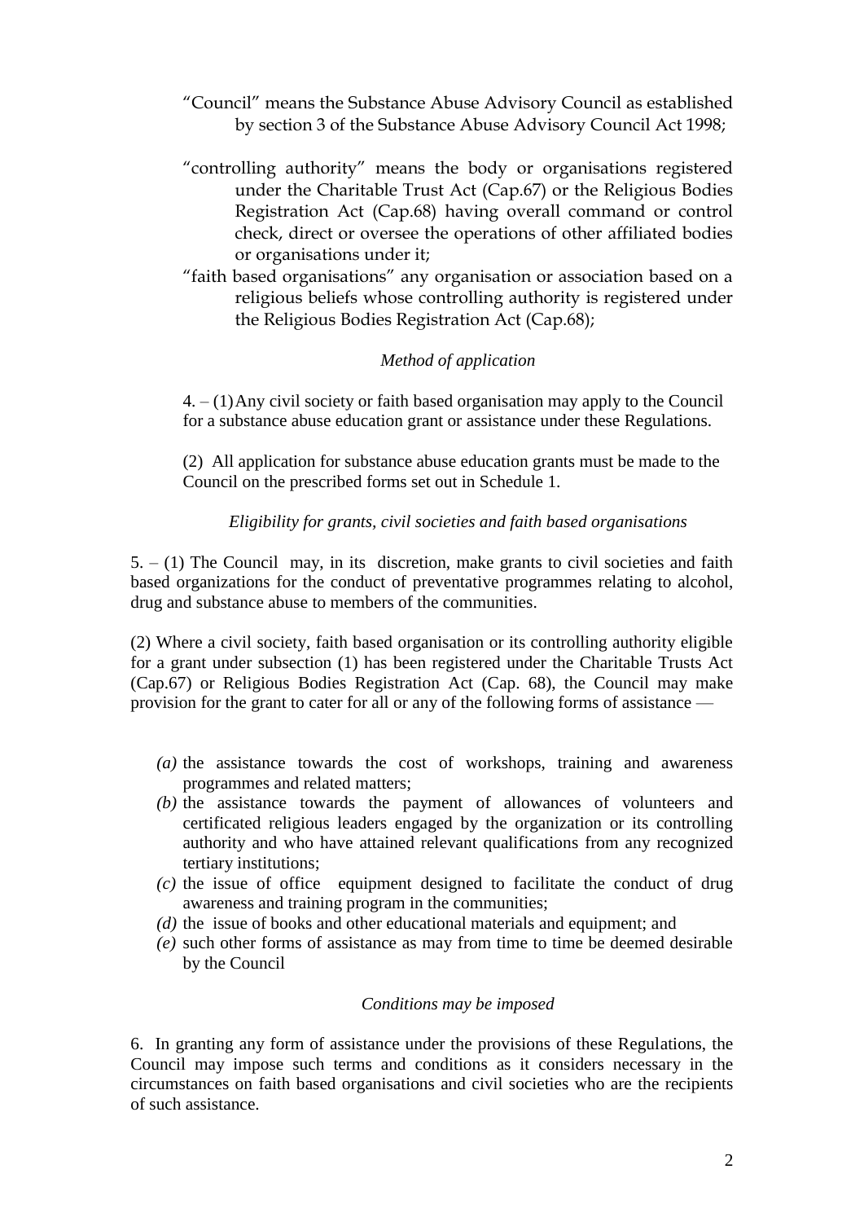"Council" means the Substance Abuse Advisory Council as established by section 3 of the Substance Abuse Advisory Council Act 1998;

"controlling authority" means the body or organisations registered under the Charitable Trust Act (Cap.67) or the Religious Bodies Registration Act (Cap.68) having overall command or control check, direct or oversee the operations of other affiliated bodies or organisations under it;

"faith based organisations" any organisation or association based on a religious beliefs whose controlling authority is registered under the Religious Bodies Registration Act (Cap.68);

*Method of application*

4. – (1) Any civil society or faith based organisation may apply to the Council for a substance abuse education grant or assistance under these Regulations.

(2) All application for substance abuse education grants must be made to the Council on the prescribed forms set out in Schedule 1.

*Eligibility for grants, civil societies and faith based organisations*

5. – (1) The Council may, in its discretion, make grants to civil societies and faith based organizations for the conduct of preventative programmes relating to alcohol, drug and substance abuse to members of the communities.

(2) Where a civil society, faith based organisation or its controlling authority eligible for a grant under subsection (1) has been registered under the Charitable Trusts Act (Cap.67) or Religious Bodies Registration Act (Cap. 68), the Council may make provision for the grant to cater for all or any of the following forms of assistance —

*(a)* the assistance towards the cost of workshops, training and awareness programmes and related matters;
*(b)* the assistance towards the payment of allowances of volunteers and certificated religious leaders engaged by the organization or its controlling authority and who have attained relevant qualifications from any recognized tertiary institutions;
*(c)* the issue of office equipment designed to facilitate the conduct of drug awareness and training program in the communities;
*(d)* the issue of books and other educational materials and equipment; and
*(e)* such other forms of assistance as may from time to time be deemed desirable by the Council

*Conditions may be imposed*

6. In granting any form of assistance under the provisions of these Regulations, the Council may impose such terms and conditions as it considers necessary in the circumstances on faith based organisations and civil societies who are the recipients of such assistance.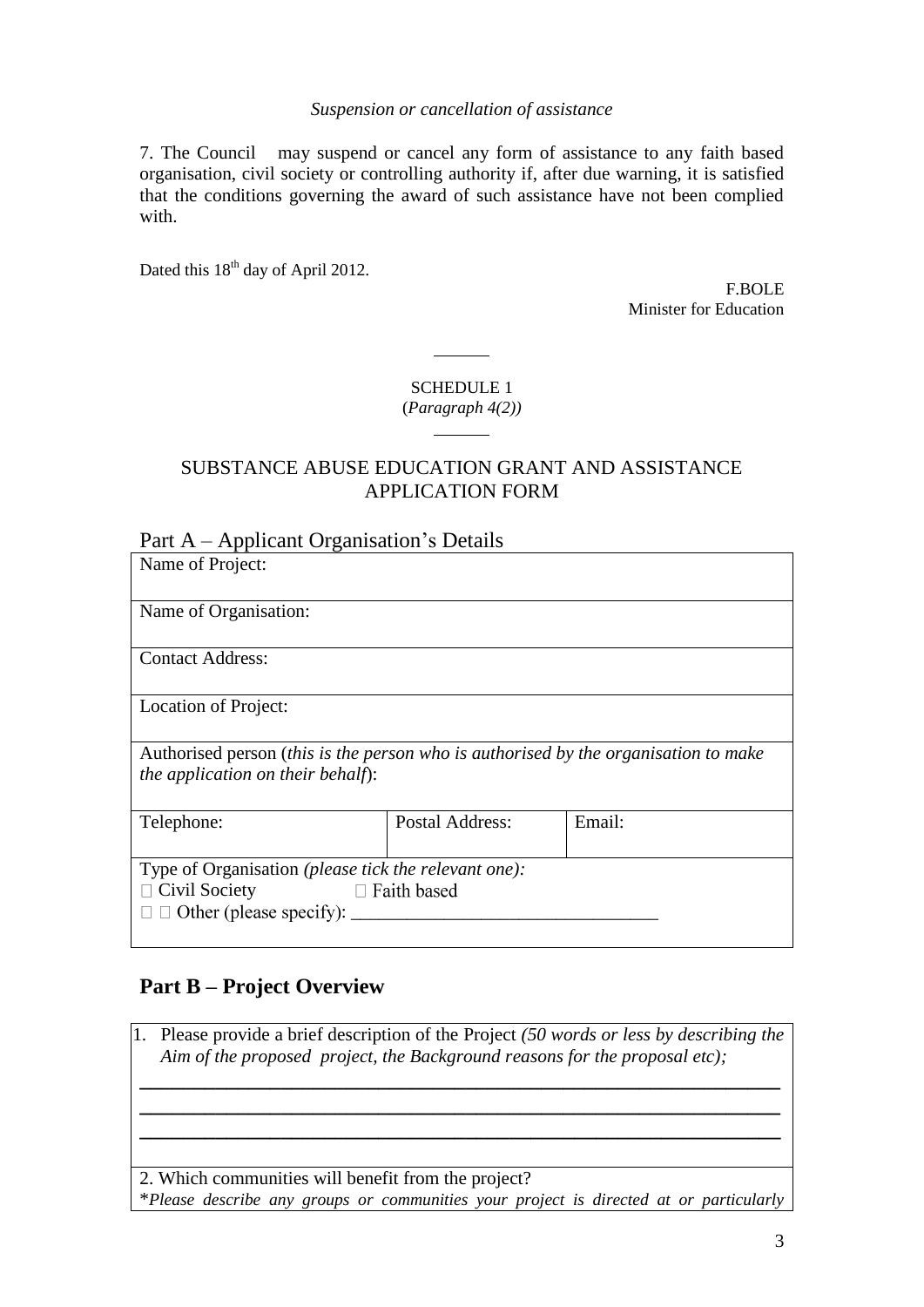*Suspension or cancellation of assistance*

7. The Council may suspend or cancel any form of assistance to any faith based organisation, civil society or controlling authority if, after due warning, it is satisfied that the conditions governing the award of such assistance have not been complied with.

Dated this 18th day of April 2012.

F.BOLE
Minister for Education

---

SCHEDULE 1
(*Paragraph 4(2)*)

---

SUBSTANCE ABUSE EDUCATION GRANT AND ASSISTANCE APPLICATION FORM

## Part A – Applicant Organisation's Details

| | | |
|---|---|---|
| Name of Project: | | |
| Name of Organisation: | | |
| Contact Address: | | |
| Location of Project: | | |
| Authorised person (*this is the person who is authorised by the organisation to make the application on their behalf*): | | |
| Telephone: | Postal Address: | Email: |
| Type of Organisation *(please tick the relevant one):*<br>□ Civil Society □ Faith based<br>□ □ Other (please specify): ________________________________ | | |

## Part B – Project Overview

| |
|---|
| 1. Please provide a brief description of the Project *(50 words or less by describing the Aim of the proposed project, the Background reasons for the proposal etc);*<br>________________________________________________<br>________________________________________________<br>________________________________________________ |
| 2. Which communities will benefit from the project?<br>\**Please describe any groups or communities your project is directed at or particularly* |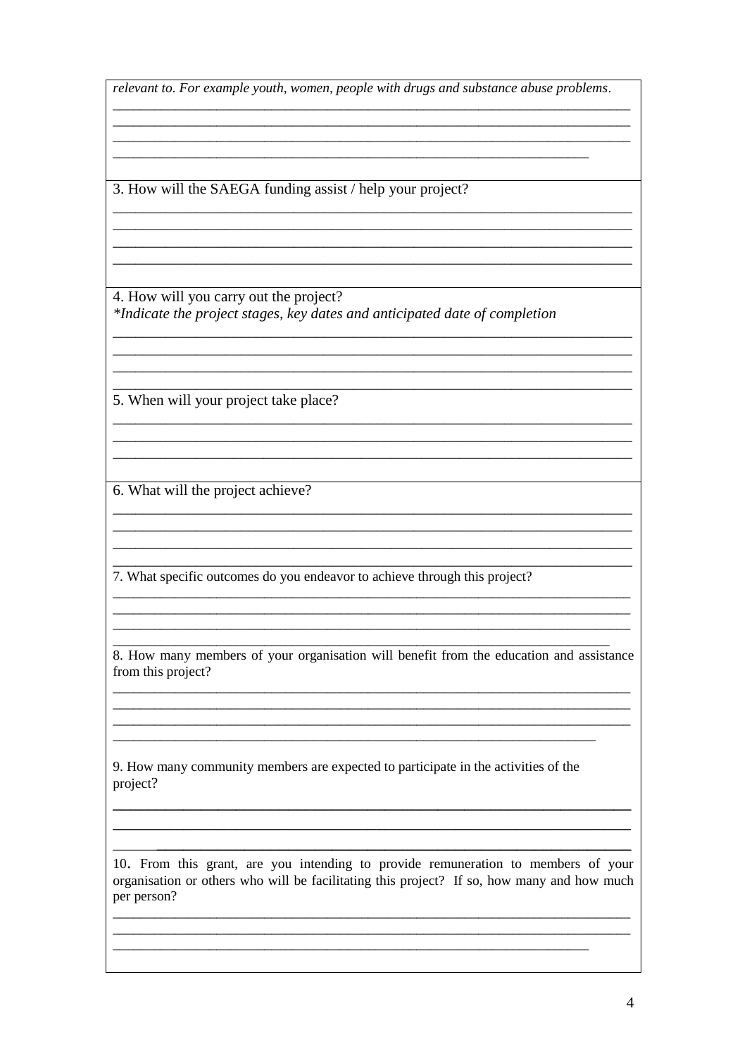*relevant to. For example youth, women, people with drugs and substance abuse problems*.

________________________________________________________________________
________________________________________________________________________
________________________________________________________________________
_________________________________________________________________

3. How will the SAEGA funding assist / help your project?

________________________________________________________________________
________________________________________________________________________
________________________________________________________________________
________________________________________________________________________

4. How will you carry out the project?
*\*Indicate the project stages, key dates and anticipated date of completion*

________________________________________________________________________
________________________________________________________________________
________________________________________________________________________
________________________________________________________________________

5. When will your project take place?

________________________________________________________________________
________________________________________________________________________
________________________________________________________________________

6. What will the project achieve?

________________________________________________________________________
________________________________________________________________________
________________________________________________________________________
________________________________________________________________________

7. What specific outcomes do you endeavor to achieve through this project?

________________________________________________________________________
________________________________________________________________________
________________________________________________________________________
____________________________________________________________________

8. How many members of your organisation will benefit from the education and assistance from this project?

________________________________________________________________________
________________________________________________________________________
________________________________________________________________________
__________________________________________________________________

9. How many community members are expected to participate in the activities of the project?

________________________________________________________________________
________________________________________________________________________
________________________________________________________________________

10. From this grant, are you intending to provide remuneration to members of your organisation or others who will be facilitating this project? If so, how many and how much per person?

________________________________________________________________________
________________________________________________________________________
_________________________________________________________________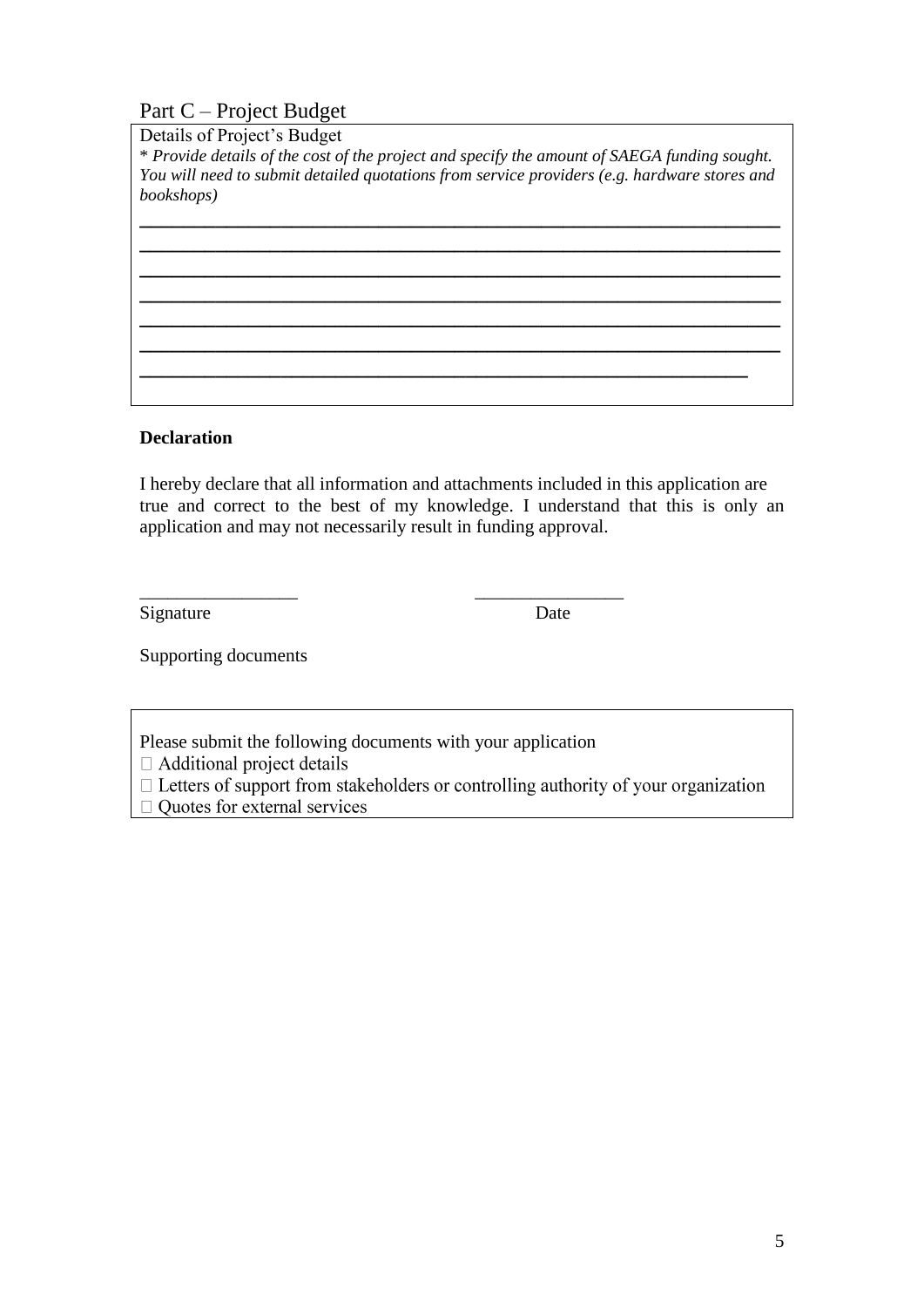## Part C – Project Budget

Details of Project's Budget

\* *Provide details of the cost of the project and specify the amount of SAEGA funding sought. You will need to submit detailed quotations from service providers (e.g. hardware stores and bookshops)*

\_\_\_\_\_\_\_\_\_\_\_\_\_\_\_\_\_\_\_\_\_\_\_\_\_\_\_\_\_\_\_\_\_\_\_\_\_\_\_\_\_\_\_\_\_\_\_\_\_\_\_\_\_\_\_\_\_\_\_\_
\_\_\_\_\_\_\_\_\_\_\_\_\_\_\_\_\_\_\_\_\_\_\_\_\_\_\_\_\_\_\_\_\_\_\_\_\_\_\_\_\_\_\_\_\_\_\_\_\_\_\_\_\_\_\_\_\_\_\_\_
\_\_\_\_\_\_\_\_\_\_\_\_\_\_\_\_\_\_\_\_\_\_\_\_\_\_\_\_\_\_\_\_\_\_\_\_\_\_\_\_\_\_\_\_\_\_\_\_\_\_\_\_\_\_\_\_\_\_\_\_
\_\_\_\_\_\_\_\_\_\_\_\_\_\_\_\_\_\_\_\_\_\_\_\_\_\_\_\_\_\_\_\_\_\_\_\_\_\_\_\_\_\_\_\_\_\_\_\_\_\_\_\_\_\_\_\_\_\_\_\_
\_\_\_\_\_\_\_\_\_\_\_\_\_\_\_\_\_\_\_\_\_\_\_\_\_\_\_\_\_\_\_\_\_\_\_\_\_\_\_\_\_\_\_\_\_\_\_\_\_\_\_\_\_\_\_\_\_\_\_\_
\_\_\_\_\_\_\_\_\_\_\_\_\_\_\_\_\_\_\_\_\_\_\_\_\_\_\_\_\_\_\_\_\_\_\_\_\_\_\_\_\_\_\_\_\_\_\_\_\_\_\_\_\_\_\_\_\_\_\_\_
\_\_\_\_\_\_\_\_\_\_\_\_\_\_\_\_\_\_\_\_\_\_\_\_\_\_\_\_\_\_\_\_\_\_\_\_\_\_\_\_\_\_\_\_\_\_\_\_\_\_\_\_\_\_\_\_\_\_

**Declaration**

I hereby declare that all information and attachments included in this application are true and correct to the best of my knowledge. I understand that this is only an application and may not necessarily result in funding approval.

\_\_\_\_\_\_\_\_\_\_\_\_\_\_\_\_\_ \_\_\_\_\_\_\_\_\_\_\_\_\_\_\_\_

Signature Date

Supporting documents

Please submit the following documents with your application

- ☐ Additional project details
- ☐ Letters of support from stakeholders or controlling authority of your organization
- ☐ Quotes for external services